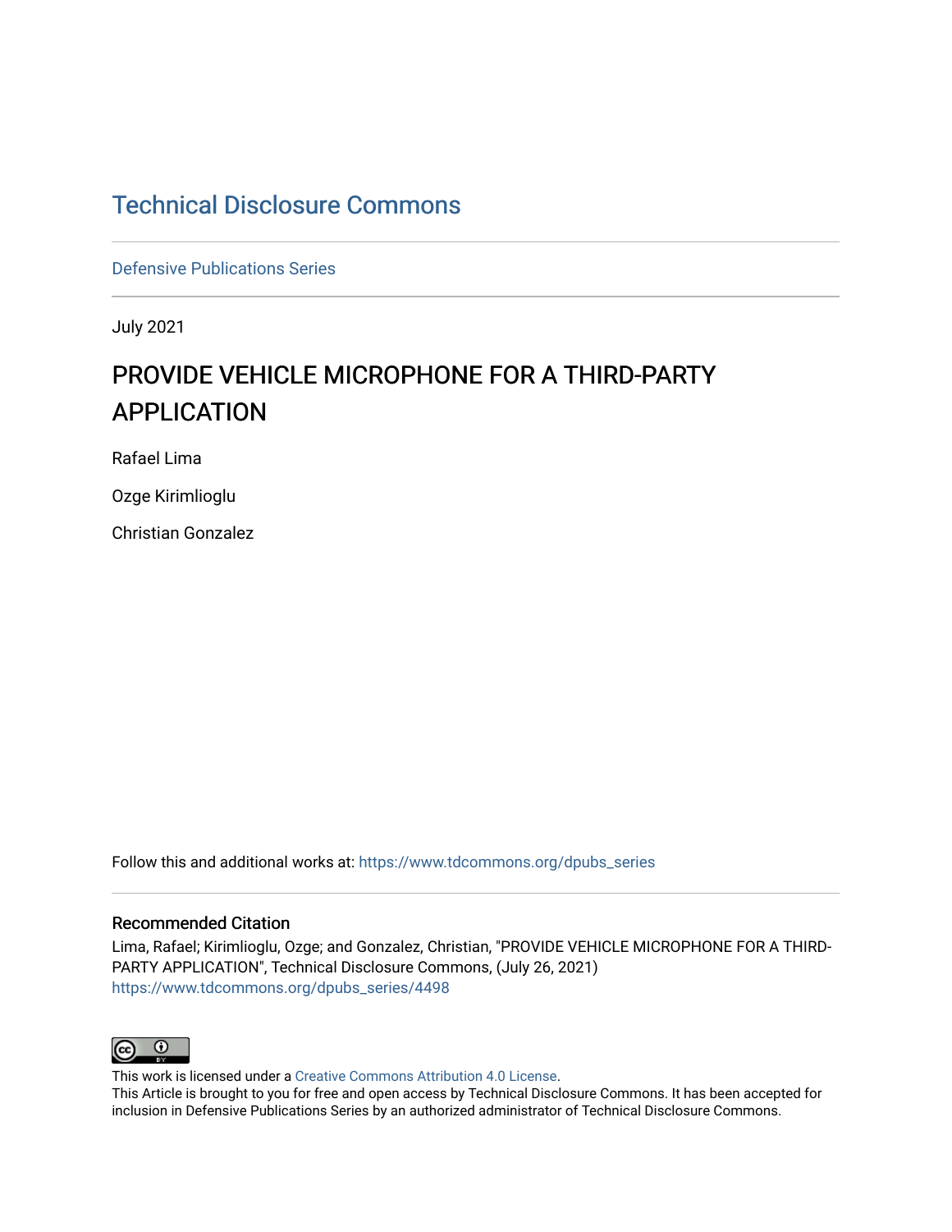# Technical Disclosure Commons

Defensive Publications Series

July 2021

## PROVIDE VEHICLE MICROPHONE FOR A THIRD-PARTY APPLICATION

Rafael Lima

Ozge Kirimlioglu

Christian Gonzalez

Follow this and additional works at: https://www.tdcommons.org/dpubs_series

### Recommended Citation

Lima, Rafael; Kirimlioglu, Ozge; and Gonzalez, Christian, "PROVIDE VEHICLE MICROPHONE FOR A THIRD-PARTY APPLICATION", Technical Disclosure Commons, (July 26, 2021)
https://www.tdcommons.org/dpubs_series/4498

This work is licensed under a Creative Commons Attribution 4.0 License.
This Article is brought to you for free and open access by Technical Disclosure Commons. It has been accepted for inclusion in Defensive Publications Series by an authorized administrator of Technical Disclosure Commons.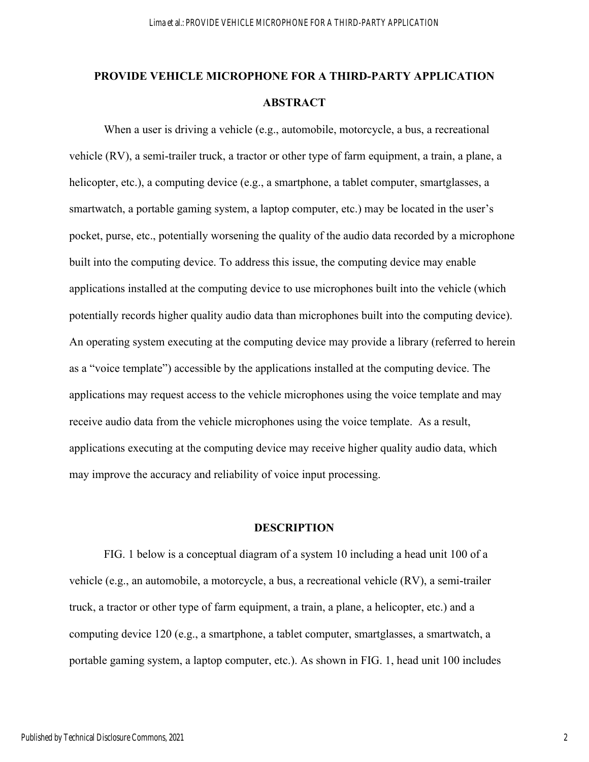# PROVIDE VEHICLE MICROPHONE FOR A THIRD-PARTY APPLICATION

## ABSTRACT

When a user is driving a vehicle (e.g., automobile, motorcycle, a bus, a recreational vehicle (RV), a semi-trailer truck, a tractor or other type of farm equipment, a train, a plane, a helicopter, etc.), a computing device (e.g., a smartphone, a tablet computer, smartglasses, a smartwatch, a portable gaming system, a laptop computer, etc.) may be located in the user's pocket, purse, etc., potentially worsening the quality of the audio data recorded by a microphone built into the computing device. To address this issue, the computing device may enable applications installed at the computing device to use microphones built into the vehicle (which potentially records higher quality audio data than microphones built into the computing device). An operating system executing at the computing device may provide a library (referred to herein as a "voice template") accessible by the applications installed at the computing device. The applications may request access to the vehicle microphones using the voice template and may receive audio data from the vehicle microphones using the voice template. As a result, applications executing at the computing device may receive higher quality audio data, which may improve the accuracy and reliability of voice input processing.

## DESCRIPTION

FIG. 1 below is a conceptual diagram of a system 10 including a head unit 100 of a vehicle (e.g., an automobile, a motorcycle, a bus, a recreational vehicle (RV), a semi-trailer truck, a tractor or other type of farm equipment, a train, a plane, a helicopter, etc.) and a computing device 120 (e.g., a smartphone, a tablet computer, smartglasses, a smartwatch, a portable gaming system, a laptop computer, etc.). As shown in FIG. 1, head unit 100 includes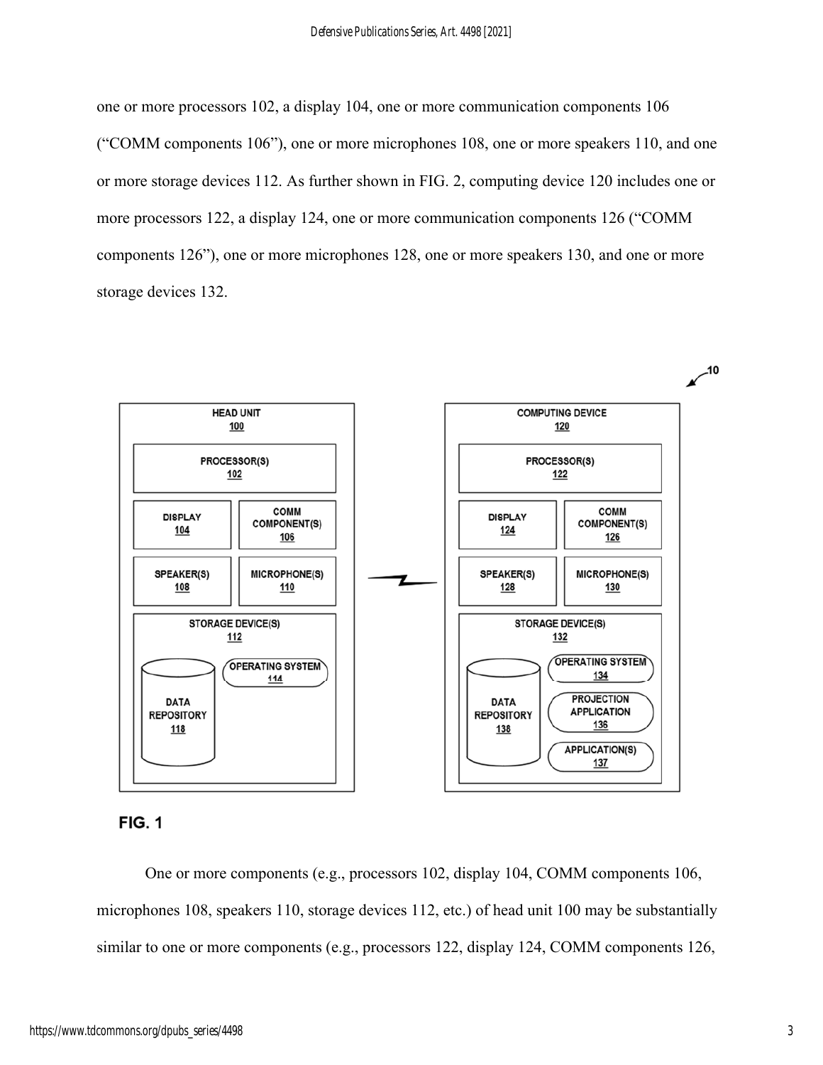one or more processors 102, a display 104, one or more communication components 106 ("COMM components 106"), one or more microphones 108, one or more speakers 110, and one or more storage devices 112. As further shown in FIG. 2, computing device 120 includes one or more processors 122, a display 124, one or more communication components 126 ("COMM components 126"), one or more microphones 128, one or more speakers 130, and one or more storage devices 132.

FIG. 1

One or more components (e.g., processors 102, display 104, COMM components 106, microphones 108, speakers 110, storage devices 112, etc.) of head unit 100 may be substantially similar to one or more components (e.g., processors 122, display 124, COMM components 126,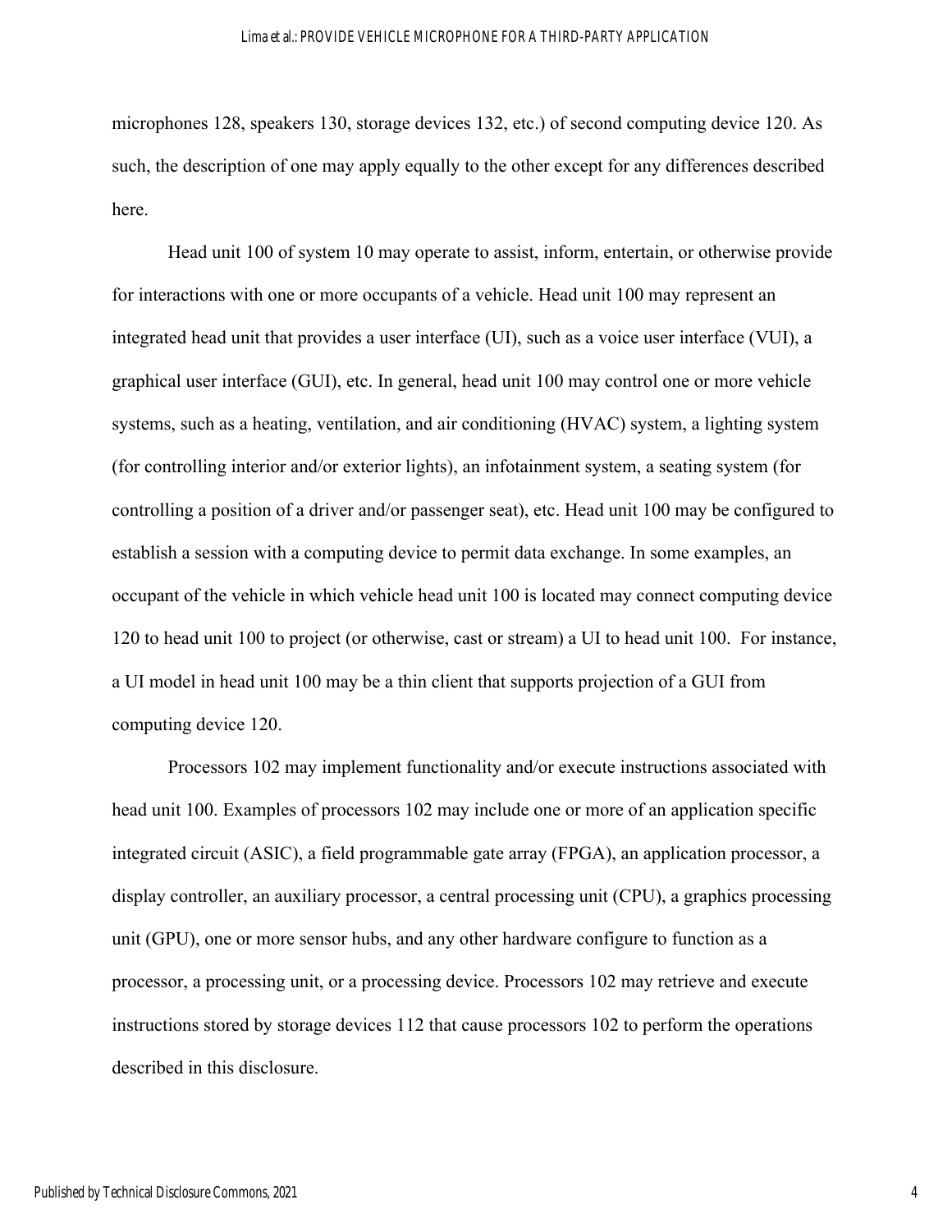microphones 128, speakers 130, storage devices 132, etc.) of second computing device 120. As such, the description of one may apply equally to the other except for any differences described here.

Head unit 100 of system 10 may operate to assist, inform, entertain, or otherwise provide for interactions with one or more occupants of a vehicle. Head unit 100 may represent an integrated head unit that provides a user interface (UI), such as a voice user interface (VUI), a graphical user interface (GUI), etc. In general, head unit 100 may control one or more vehicle systems, such as a heating, ventilation, and air conditioning (HVAC) system, a lighting system (for controlling interior and/or exterior lights), an infotainment system, a seating system (for controlling a position of a driver and/or passenger seat), etc. Head unit 100 may be configured to establish a session with a computing device to permit data exchange. In some examples, an occupant of the vehicle in which vehicle head unit 100 is located may connect computing device 120 to head unit 100 to project (or otherwise, cast or stream) a UI to head unit 100. For instance, a UI model in head unit 100 may be a thin client that supports projection of a GUI from computing device 120.

Processors 102 may implement functionality and/or execute instructions associated with head unit 100. Examples of processors 102 may include one or more of an application specific integrated circuit (ASIC), a field programmable gate array (FPGA), an application processor, a display controller, an auxiliary processor, a central processing unit (CPU), a graphics processing unit (GPU), one or more sensor hubs, and any other hardware configure to function as a processor, a processing unit, or a processing device. Processors 102 may retrieve and execute instructions stored by storage devices 112 that cause processors 102 to perform the operations described in this disclosure.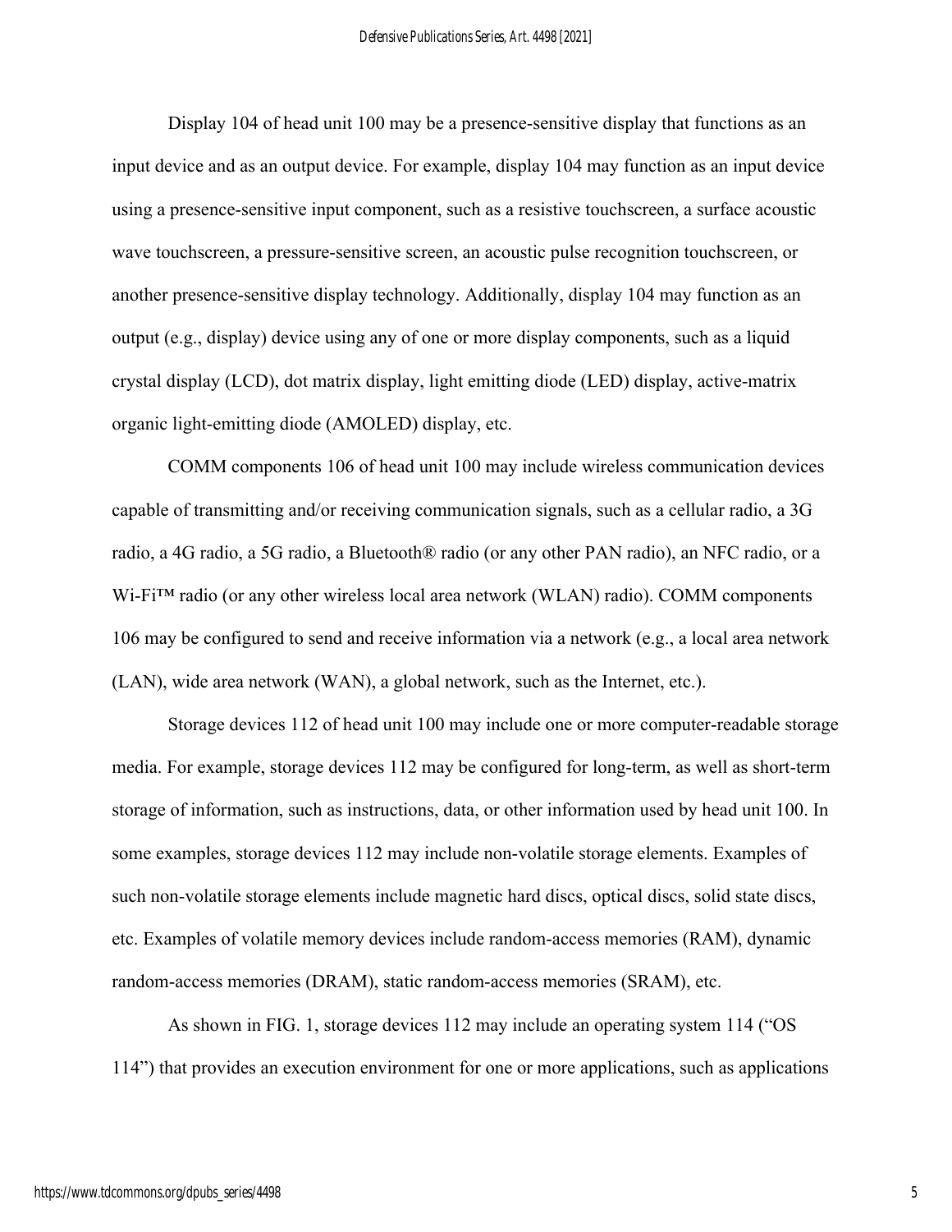Display 104 of head unit 100 may be a presence-sensitive display that functions as an input device and as an output device. For example, display 104 may function as an input device using a presence-sensitive input component, such as a resistive touchscreen, a surface acoustic wave touchscreen, a pressure-sensitive screen, an acoustic pulse recognition touchscreen, or another presence-sensitive display technology. Additionally, display 104 may function as an output (e.g., display) device using any of one or more display components, such as a liquid crystal display (LCD), dot matrix display, light emitting diode (LED) display, active-matrix organic light-emitting diode (AMOLED) display, etc.

COMM components 106 of head unit 100 may include wireless communication devices capable of transmitting and/or receiving communication signals, such as a cellular radio, a 3G radio, a 4G radio, a 5G radio, a Bluetooth® radio (or any other PAN radio), an NFC radio, or a Wi-Fi™ radio (or any other wireless local area network (WLAN) radio). COMM components 106 may be configured to send and receive information via a network (e.g., a local area network (LAN), wide area network (WAN), a global network, such as the Internet, etc.).

Storage devices 112 of head unit 100 may include one or more computer-readable storage media. For example, storage devices 112 may be configured for long-term, as well as short-term storage of information, such as instructions, data, or other information used by head unit 100. In some examples, storage devices 112 may include non-volatile storage elements. Examples of such non-volatile storage elements include magnetic hard discs, optical discs, solid state discs, etc. Examples of volatile memory devices include random-access memories (RAM), dynamic random-access memories (DRAM), static random-access memories (SRAM), etc.

As shown in FIG. 1, storage devices 112 may include an operating system 114 ("OS 114") that provides an execution environment for one or more applications, such as applications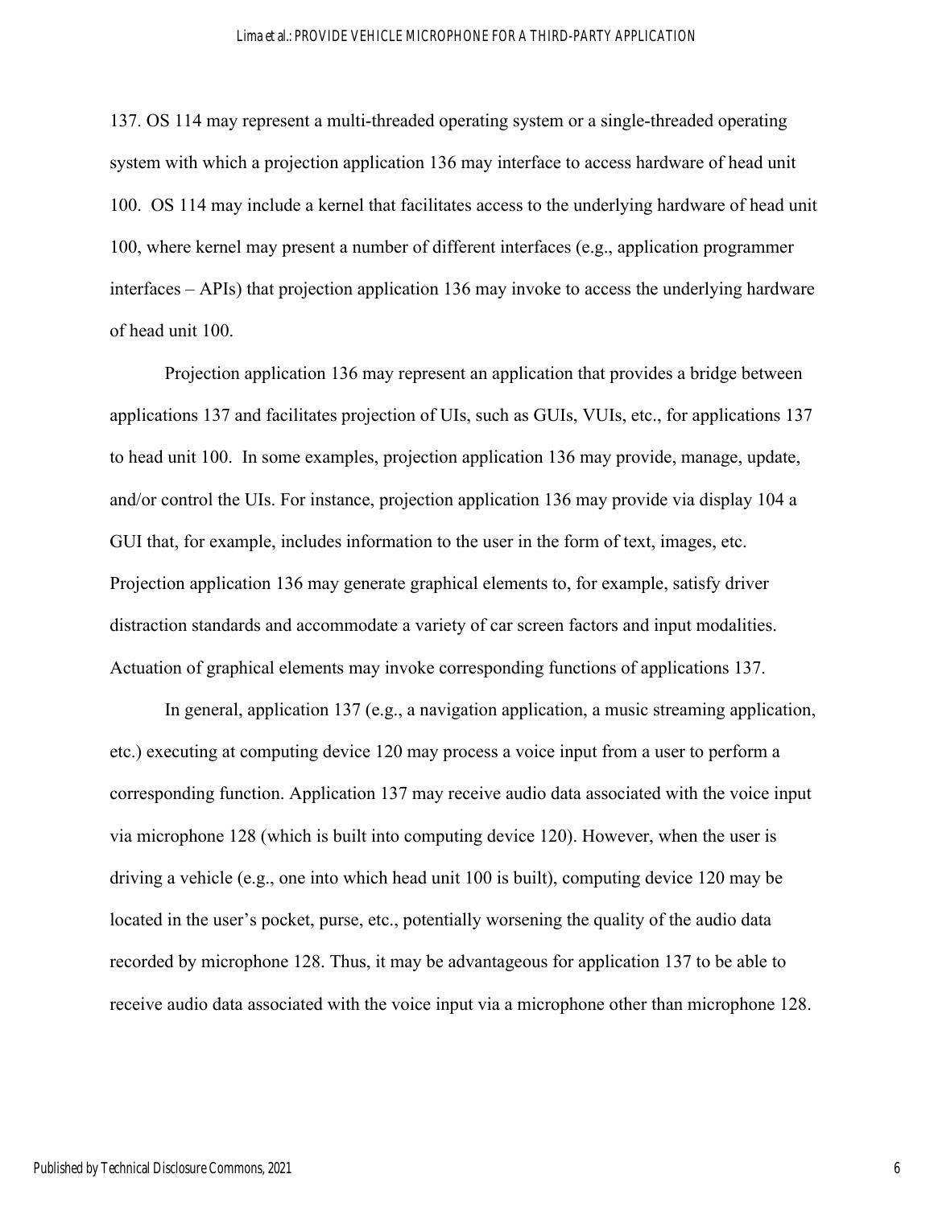137. OS 114 may represent a multi-threaded operating system or a single-threaded operating system with which a projection application 136 may interface to access hardware of head unit 100. OS 114 may include a kernel that facilitates access to the underlying hardware of head unit 100, where kernel may present a number of different interfaces (e.g., application programmer interfaces – APIs) that projection application 136 may invoke to access the underlying hardware of head unit 100.

Projection application 136 may represent an application that provides a bridge between applications 137 and facilitates projection of UIs, such as GUIs, VUIs, etc., for applications 137 to head unit 100. In some examples, projection application 136 may provide, manage, update, and/or control the UIs. For instance, projection application 136 may provide via display 104 a GUI that, for example, includes information to the user in the form of text, images, etc. Projection application 136 may generate graphical elements to, for example, satisfy driver distraction standards and accommodate a variety of car screen factors and input modalities. Actuation of graphical elements may invoke corresponding functions of applications 137.

In general, application 137 (e.g., a navigation application, a music streaming application, etc.) executing at computing device 120 may process a voice input from a user to perform a corresponding function. Application 137 may receive audio data associated with the voice input via microphone 128 (which is built into computing device 120). However, when the user is driving a vehicle (e.g., one into which head unit 100 is built), computing device 120 may be located in the user's pocket, purse, etc., potentially worsening the quality of the audio data recorded by microphone 128. Thus, it may be advantageous for application 137 to be able to receive audio data associated with the voice input via a microphone other than microphone 128.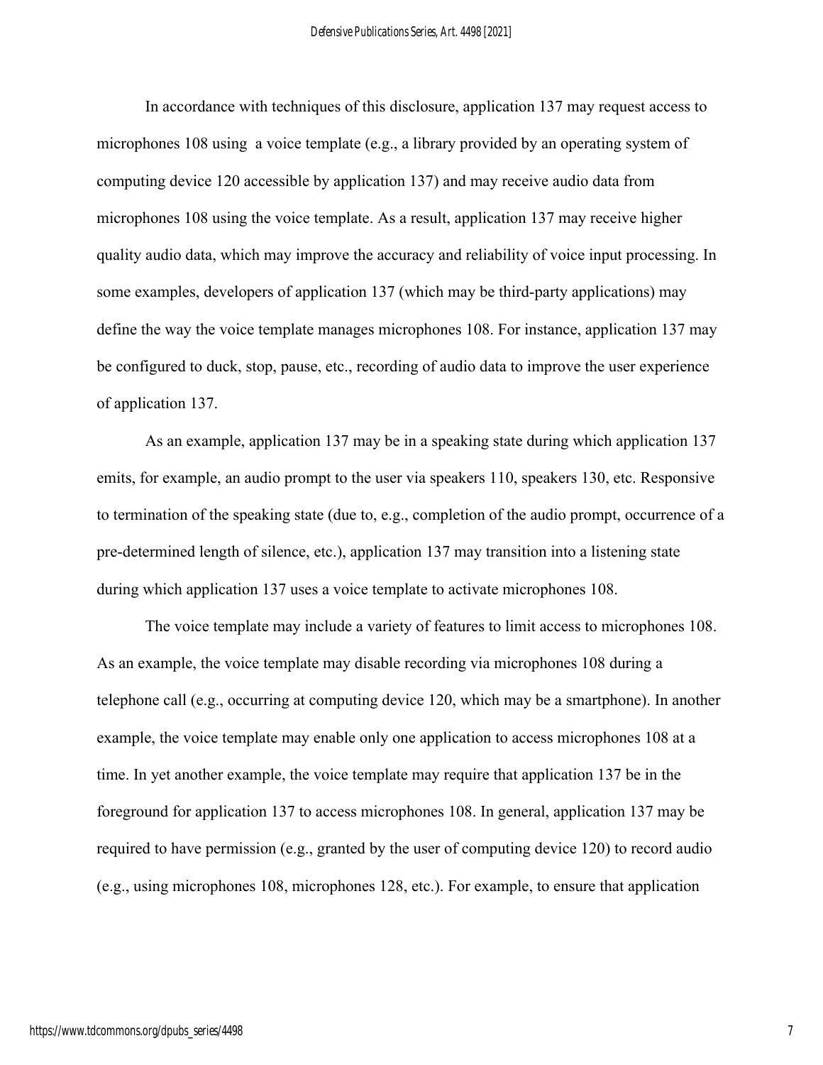In accordance with techniques of this disclosure, application 137 may request access to microphones 108 using a voice template (e.g., a library provided by an operating system of computing device 120 accessible by application 137) and may receive audio data from microphones 108 using the voice template. As a result, application 137 may receive higher quality audio data, which may improve the accuracy and reliability of voice input processing. In some examples, developers of application 137 (which may be third-party applications) may define the way the voice template manages microphones 108. For instance, application 137 may be configured to duck, stop, pause, etc., recording of audio data to improve the user experience of application 137.

As an example, application 137 may be in a speaking state during which application 137 emits, for example, an audio prompt to the user via speakers 110, speakers 130, etc. Responsive to termination of the speaking state (due to, e.g., completion of the audio prompt, occurrence of a pre-determined length of silence, etc.), application 137 may transition into a listening state during which application 137 uses a voice template to activate microphones 108.

The voice template may include a variety of features to limit access to microphones 108. As an example, the voice template may disable recording via microphones 108 during a telephone call (e.g., occurring at computing device 120, which may be a smartphone). In another example, the voice template may enable only one application to access microphones 108 at a time. In yet another example, the voice template may require that application 137 be in the foreground for application 137 to access microphones 108. In general, application 137 may be required to have permission (e.g., granted by the user of computing device 120) to record audio (e.g., using microphones 108, microphones 128, etc.). For example, to ensure that application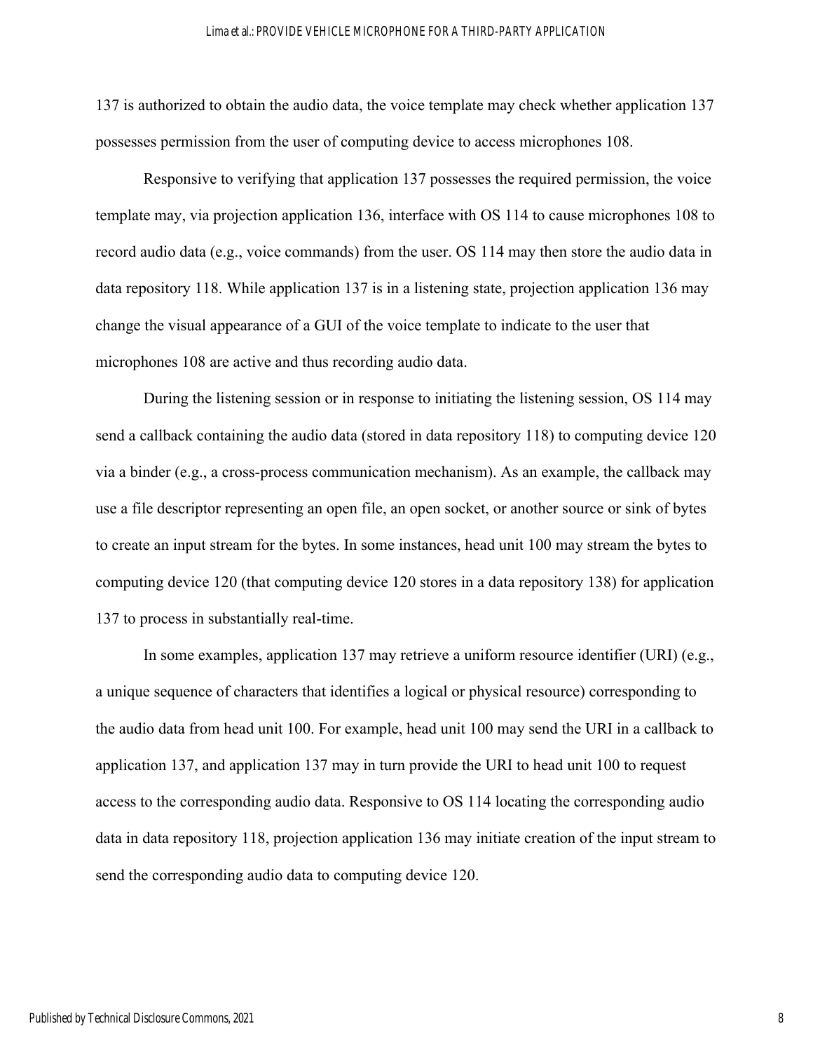137 is authorized to obtain the audio data, the voice template may check whether application 137 possesses permission from the user of computing device to access microphones 108.

Responsive to verifying that application 137 possesses the required permission, the voice template may, via projection application 136, interface with OS 114 to cause microphones 108 to record audio data (e.g., voice commands) from the user. OS 114 may then store the audio data in data repository 118. While application 137 is in a listening state, projection application 136 may change the visual appearance of a GUI of the voice template to indicate to the user that microphones 108 are active and thus recording audio data.

During the listening session or in response to initiating the listening session, OS 114 may send a callback containing the audio data (stored in data repository 118) to computing device 120 via a binder (e.g., a cross-process communication mechanism). As an example, the callback may use a file descriptor representing an open file, an open socket, or another source or sink of bytes to create an input stream for the bytes. In some instances, head unit 100 may stream the bytes to computing device 120 (that computing device 120 stores in a data repository 138) for application 137 to process in substantially real-time.

In some examples, application 137 may retrieve a uniform resource identifier (URI) (e.g., a unique sequence of characters that identifies a logical or physical resource) corresponding to the audio data from head unit 100. For example, head unit 100 may send the URI in a callback to application 137, and application 137 may in turn provide the URI to head unit 100 to request access to the corresponding audio data. Responsive to OS 114 locating the corresponding audio data in data repository 118, projection application 136 may initiate creation of the input stream to send the corresponding audio data to computing device 120.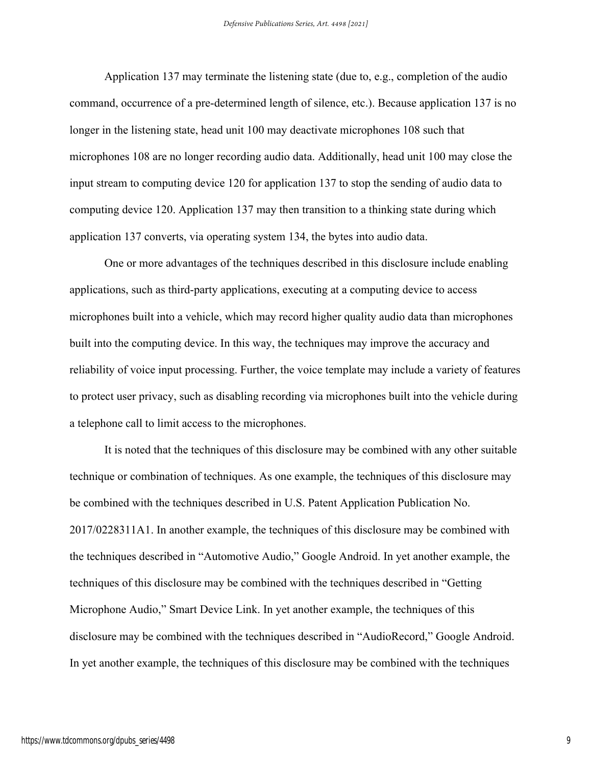Application 137 may terminate the listening state (due to, e.g., completion of the audio command, occurrence of a pre-determined length of silence, etc.). Because application 137 is no longer in the listening state, head unit 100 may deactivate microphones 108 such that microphones 108 are no longer recording audio data. Additionally, head unit 100 may close the input stream to computing device 120 for application 137 to stop the sending of audio data to computing device 120. Application 137 may then transition to a thinking state during which application 137 converts, via operating system 134, the bytes into audio data.

One or more advantages of the techniques described in this disclosure include enabling applications, such as third-party applications, executing at a computing device to access microphones built into a vehicle, which may record higher quality audio data than microphones built into the computing device. In this way, the techniques may improve the accuracy and reliability of voice input processing. Further, the voice template may include a variety of features to protect user privacy, such as disabling recording via microphones built into the vehicle during a telephone call to limit access to the microphones.

It is noted that the techniques of this disclosure may be combined with any other suitable technique or combination of techniques. As one example, the techniques of this disclosure may be combined with the techniques described in U.S. Patent Application Publication No. 2017/0228311A1. In another example, the techniques of this disclosure may be combined with the techniques described in "Automotive Audio," Google Android. In yet another example, the techniques of this disclosure may be combined with the techniques described in "Getting Microphone Audio," Smart Device Link. In yet another example, the techniques of this disclosure may be combined with the techniques described in "AudioRecord," Google Android. In yet another example, the techniques of this disclosure may be combined with the techniques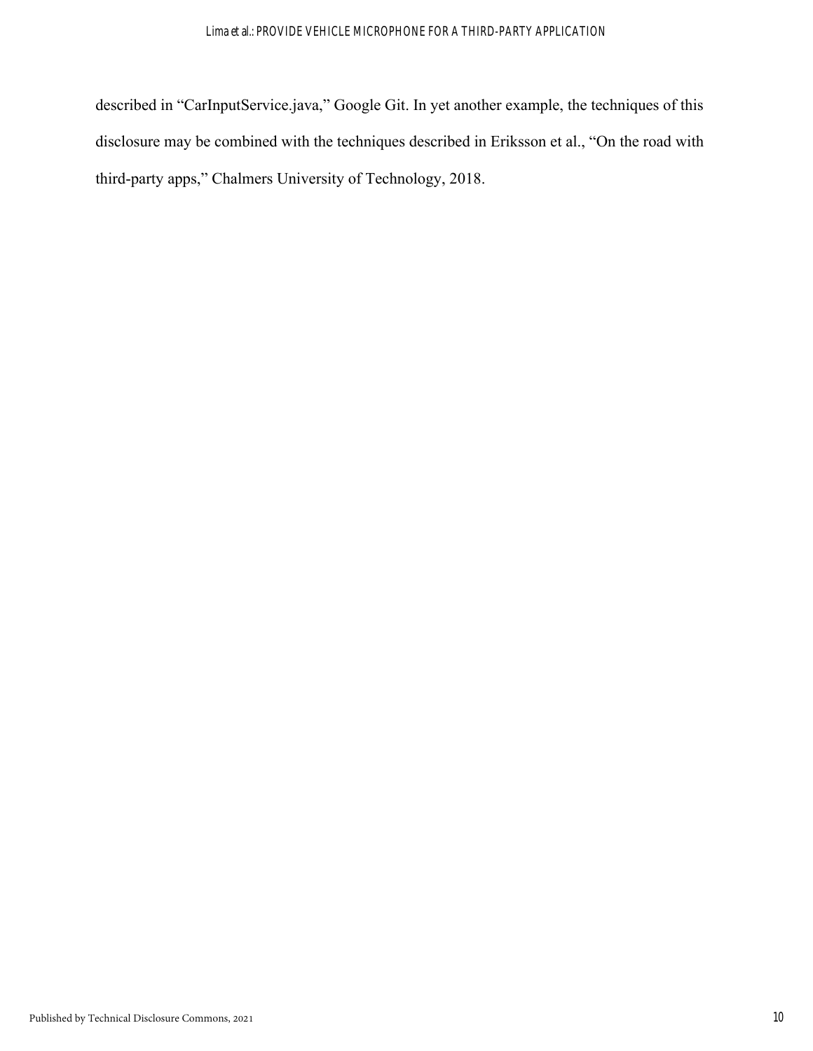described in “CarInputService.java,” Google Git. In yet another example, the techniques of this disclosure may be combined with the techniques described in Eriksson et al., “On the road with third-party apps,” Chalmers University of Technology, 2018.